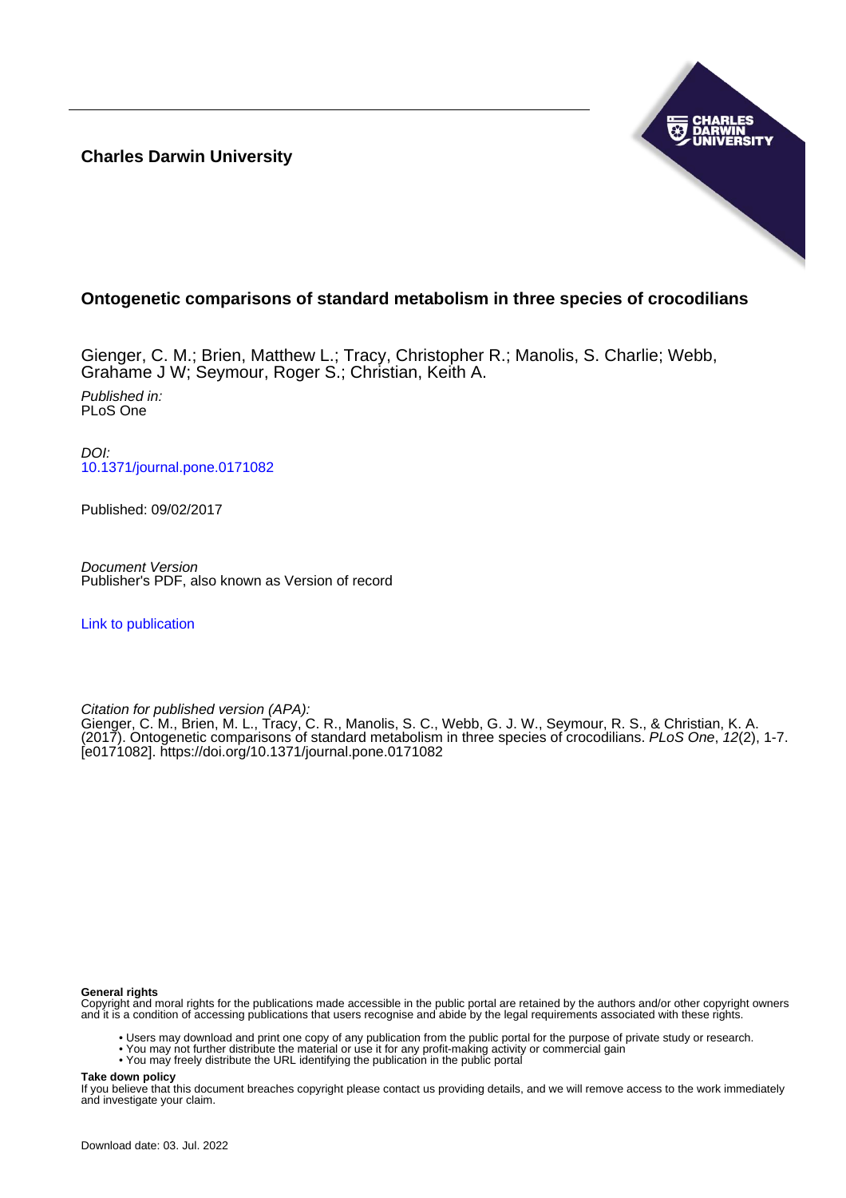**Charles Darwin University**

# Ontogenetic comparisons of standard metabolism in three species of crocodilians

Gienger, C. M.; Brien, Matthew L.; Tracy, Christopher R.; Manolis, S. Charlie; Webb, Grahame J W; Seymour, Roger S.; Christian, Keith A.

*Published in:*
PLoS One

*DOI:*
10.1371/journal.pone.0171082

Published: 09/02/2017

*Document Version*
Publisher's PDF, also known as Version of record

Link to publication

*Citation for published version (APA):*
Gienger, C. M., Brien, M. L., Tracy, C. R., Manolis, S. C., Webb, G. J. W., Seymour, R. S., & Christian, K. A. (2017). Ontogenetic comparisons of standard metabolism in three species of crocodilians. *PLoS One*, *12*(2), 1-7. [e0171082]. https://doi.org/10.1371/journal.pone.0171082

**General rights**
Copyright and moral rights for the publications made accessible in the public portal are retained by the authors and/or other copyright owners and it is a condition of accessing publications that users recognise and abide by the legal requirements associated with these rights.

- Users may download and print one copy of any publication from the public portal for the purpose of private study or research.
- You may not further distribute the material or use it for any profit-making activity or commercial gain
- You may freely distribute the URL identifying the publication in the public portal

**Take down policy**
If you believe that this document breaches copyright please contact us providing details, and we will remove access to the work immediately and investigate your claim.

Download date: 03. Jul. 2022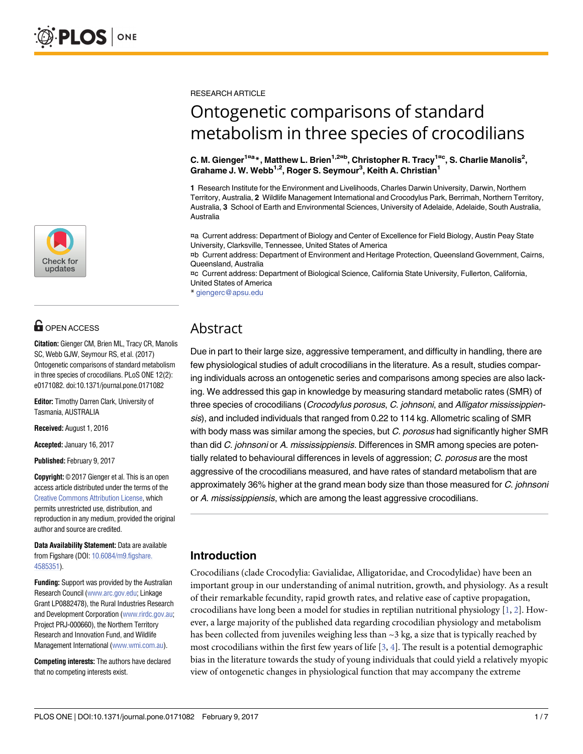RESEARCH ARTICLE

# Ontogenetic comparisons of standard metabolism in three species of crocodilians

**C. M. Gienger[1¤a]*, Matthew L. Brien[1,2¤b], Christopher R. Tracy[1¤c], S. Charlie Manolis[2], Grahame J. W. Webb[1,2], Roger S. Seymour[3], Keith A. Christian[1]**

**1** Research Institute for the Environment and Livelihoods, Charles Darwin University, Darwin, Northern Territory, Australia, **2** Wildlife Management International and Crocodylus Park, Berrimah, Northern Territory, Australia, **3** School of Earth and Environmental Sciences, University of Adelaide, Adelaide, South Australia, Australia

¤a Current address: Department of Biology and Center of Excellence for Field Biology, Austin Peay State University, Clarksville, Tennessee, United States of America
¤b Current address: Department of Environment and Heritage Protection, Queensland Government, Cairns, Queensland, Australia
¤c Current address: Department of Biological Science, California State University, Fullerton, California, United States of America
* giengerc@apsu.edu

OPEN ACCESS

**Citation:** Gienger CM, Brien ML, Tracy CR, Manolis SC, Webb GJW, Seymour RS, et al. (2017) Ontogenetic comparisons of standard metabolism in three species of crocodilians. PLoS ONE 12(2): e0171082. doi:10.1371/journal.pone.0171082

**Editor:** Timothy Darren Clark, University of Tasmania, AUSTRALIA

**Received:** August 1, 2016

**Accepted:** January 16, 2017

**Published:** February 9, 2017

**Copyright:** © 2017 Gienger et al. This is an open access article distributed under the terms of the Creative Commons Attribution License, which permits unrestricted use, distribution, and reproduction in any medium, provided the original author and source are credited.

**Data Availability Statement:** Data are available from Figshare (DOI: 10.6084/m9.figshare.4585351).

**Funding:** Support was provided by the Australian Research Council (www.arc.gov.edu; Linkage Grant LP0882478), the Rural Industries Research and Development Corporation (www.rirdc.gov.au; Project PRJ-000660), the Northern Territory Research and Innovation Fund, and Wildlife Management International (www.wmi.com.au).

**Competing interests:** The authors have declared that no competing interests exist.

## Abstract

Due in part to their large size, aggressive temperament, and difficulty in handling, there are few physiological studies of adult crocodilians in the literature. As a result, studies comparing individuals across an ontogenetic series and comparisons among species are also lacking. We addressed this gap in knowledge by measuring standard metabolic rates (SMR) of three species of crocodilians (*Crocodylus porosus*, *C. johnsoni*, and *Alligator mississippiensis*), and included individuals that ranged from 0.22 to 114 kg. Allometric scaling of SMR with body mass was similar among the species, but *C. porosus* had significantly higher SMR than did *C. johnsoni* or *A. mississippiensis*. Differences in SMR among species are potentially related to behavioural differences in levels of aggression; *C. porosus* are the most aggressive of the crocodilians measured, and have rates of standard metabolism that are approximately 36% higher at the grand mean body size than those measured for *C. johnsoni* or *A. mississippiensis*, which are among the least aggressive crocodilians.

## Introduction

Crocodilians (clade Crocodylia: Gavialidae, Alligatoridae, and Crocodylidae) have been an important group in our understanding of animal nutrition, growth, and physiology. As a result of their remarkable fecundity, rapid growth rates, and relative ease of captive propagation, crocodilians have long been a model for studies in reptilian nutritional physiology [1, 2]. However, a large majority of the published data regarding crocodilian physiology and metabolism has been collected from juveniles weighing less than ~3 kg, a size that is typically reached by most crocodilians within the first few years of life [3, 4]. The result is a potential demographic bias in the literature towards the study of young individuals that could yield a relatively myopic view of ontogenetic changes in physiological function that may accompany the extreme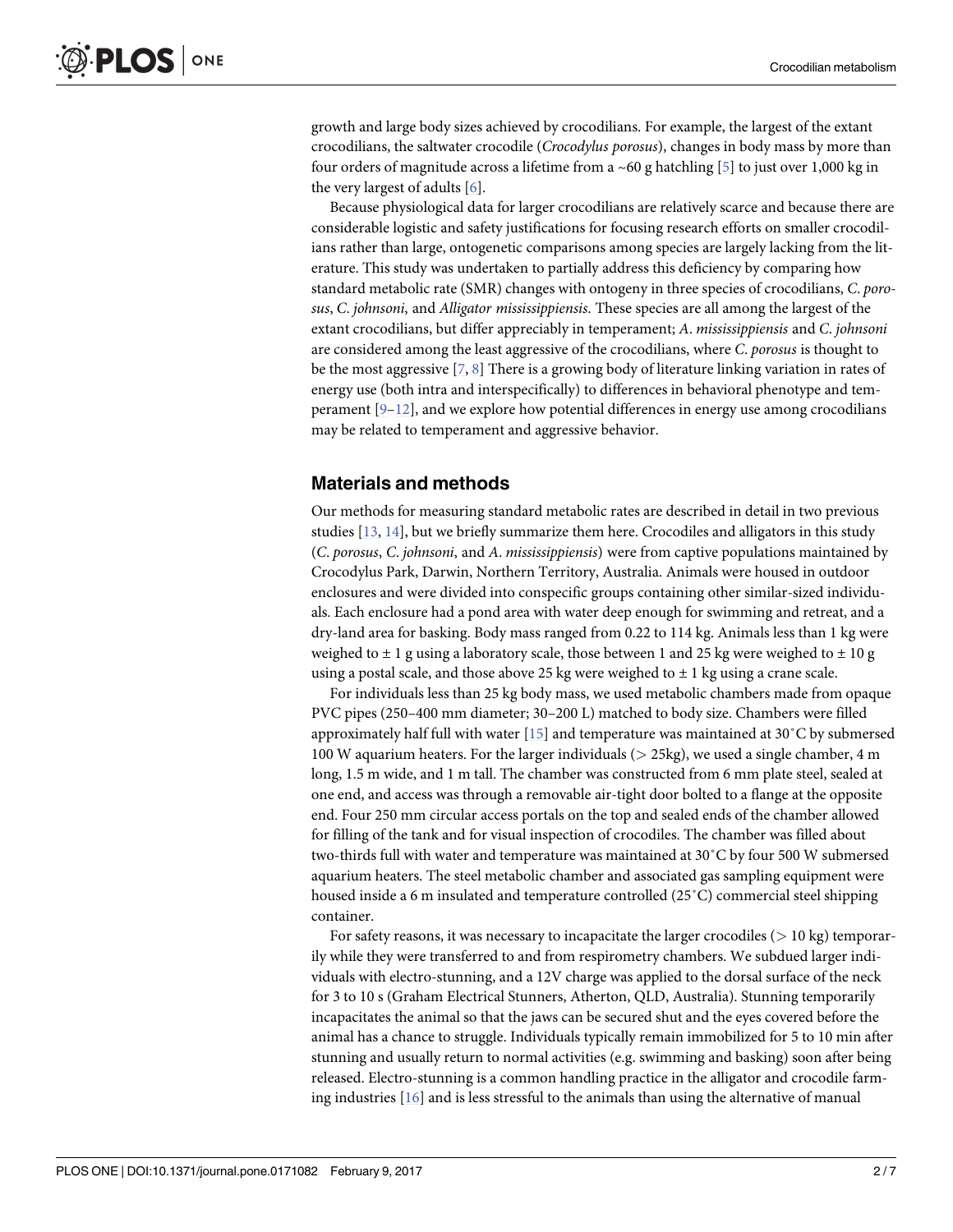growth and large body sizes achieved by crocodilians. For example, the largest of the extant crocodilians, the saltwater crocodile (*Crocodylus porosus*), changes in body mass by more than four orders of magnitude across a lifetime from a ~60 g hatchling [5] to just over 1,000 kg in the very largest of adults [6].

Because physiological data for larger crocodilians are relatively scarce and because there are considerable logistic and safety justifications for focusing research efforts on smaller crocodilians rather than large, ontogenetic comparisons among species are largely lacking from the literature. This study was undertaken to partially address this deficiency by comparing how standard metabolic rate (SMR) changes with ontogeny in three species of crocodilians, *C. porosus*, *C. johnsoni*, and *Alligator mississippiensis*. These species are all among the largest of the extant crocodilians, but differ appreciably in temperament; *A. mississippiensis* and *C. johnsoni* are considered among the least aggressive of the crocodilians, where *C. porosus* is thought to be the most aggressive [7, 8] There is a growing body of literature linking variation in rates of energy use (both intra and interspecifically) to differences in behavioral phenotype and temperament [9–12], and we explore how potential differences in energy use among crocodilians may be related to temperament and aggressive behavior.

## Materials and methods

Our methods for measuring standard metabolic rates are described in detail in two previous studies [13, 14], but we briefly summarize them here. Crocodiles and alligators in this study (*C. porosus*, *C. johnsoni*, and *A. mississippiensis*) were from captive populations maintained by Crocodylus Park, Darwin, Northern Territory, Australia. Animals were housed in outdoor enclosures and were divided into conspecific groups containing other similar-sized individuals. Each enclosure had a pond area with water deep enough for swimming and retreat, and a dry-land area for basking. Body mass ranged from 0.22 to 114 kg. Animals less than 1 kg were weighed to ± 1 g using a laboratory scale, those between 1 and 25 kg were weighed to ± 10 g using a postal scale, and those above 25 kg were weighed to ± 1 kg using a crane scale.

For individuals less than 25 kg body mass, we used metabolic chambers made from opaque PVC pipes (250–400 mm diameter; 30–200 L) matched to body size. Chambers were filled approximately half full with water [15] and temperature was maintained at 30˚C by submersed 100 W aquarium heaters. For the larger individuals (> 25kg), we used a single chamber, 4 m long, 1.5 m wide, and 1 m tall. The chamber was constructed from 6 mm plate steel, sealed at one end, and access was through a removable air-tight door bolted to a flange at the opposite end. Four 250 mm circular access portals on the top and sealed ends of the chamber allowed for filling of the tank and for visual inspection of crocodiles. The chamber was filled about two-thirds full with water and temperature was maintained at 30˚C by four 500 W submersed aquarium heaters. The steel metabolic chamber and associated gas sampling equipment were housed inside a 6 m insulated and temperature controlled (25˚C) commercial steel shipping container.

For safety reasons, it was necessary to incapacitate the larger crocodiles (> 10 kg) temporarily while they were transferred to and from respirometry chambers. We subdued larger individuals with electro-stunning, and a 12V charge was applied to the dorsal surface of the neck for 3 to 10 s (Graham Electrical Stunners, Atherton, QLD, Australia). Stunning temporarily incapacitates the animal so that the jaws can be secured shut and the eyes covered before the animal has a chance to struggle. Individuals typically remain immobilized for 5 to 10 min after stunning and usually return to normal activities (e.g. swimming and basking) soon after being released. Electro-stunning is a common handling practice in the alligator and crocodile farming industries [16] and is less stressful to the animals than using the alternative of manual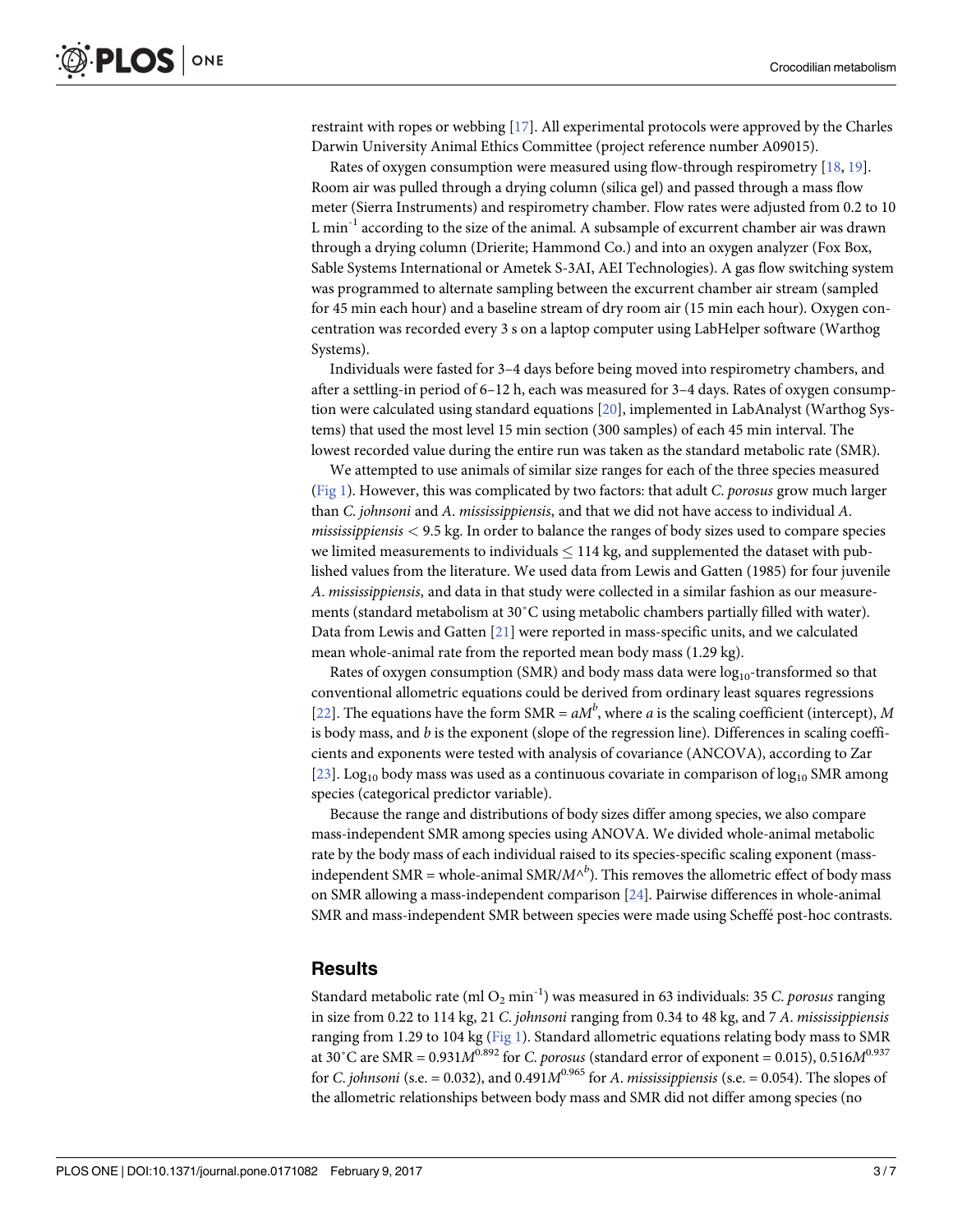restraint with ropes or webbing [17]. All experimental protocols were approved by the Charles Darwin University Animal Ethics Committee (project reference number A09015).

Rates of oxygen consumption were measured using flow-through respirometry [18, 19]. Room air was pulled through a drying column (silica gel) and passed through a mass flow meter (Sierra Instruments) and respirometry chamber. Flow rates were adjusted from 0.2 to 10 L $min^{-1}$ according to the size of the animal. A subsample of excurrent chamber air was drawn through a drying column (Drierite; Hammond Co.) and into an oxygen analyzer (Fox Box, Sable Systems International or Ametek S-3AI, AEI Technologies). A gas flow switching system was programmed to alternate sampling between the excurrent chamber air stream (sampled for 45 min each hour) and a baseline stream of dry room air (15 min each hour). Oxygen concentration was recorded every 3 s on a laptop computer using LabHelper software (Warthog Systems).

Individuals were fasted for 3–4 days before being moved into respirometry chambers, and after a settling-in period of 6–12 h, each was measured for 3–4 days. Rates of oxygen consumption were calculated using standard equations [20], implemented in LabAnalyst (Warthog Systems) that used the most level 15 min section (300 samples) of each 45 min interval. The lowest recorded value during the entire run was taken as the standard metabolic rate (SMR).

We attempted to use animals of similar size ranges for each of the three species measured (Fig 1). However, this was complicated by two factors: that adult *C. porosus* grow much larger than *C. johnsoni* and *A. mississippiensis*, and that we did not have access to individual *A. mississippiensis* < 9.5 kg. In order to balance the ranges of body sizes used to compare species we limited measurements to individuals ≤ 114 kg, and supplemented the dataset with published values from the literature. We used data from Lewis and Gatten (1985) for four juvenile *A. mississippiensis*, and data in that study were collected in a similar fashion as our measurements (standard metabolism at 30˚C using metabolic chambers partially filled with water). Data from Lewis and Gatten [21] were reported in mass-specific units, and we calculated mean whole-animal rate from the reported mean body mass (1.29 kg).

Rates of oxygen consumption (SMR) and body mass data were $\log_{10}$-transformed so that conventional allometric equations could be derived from ordinary least squares regressions [22]. The equations have the form SMR = $aM^b$, where $a$ is the scaling coefficient (intercept), $M$ is body mass, and $b$ is the exponent (slope of the regression line). Differences in scaling coefficients and exponents were tested with analysis of covariance (ANCOVA), according to Zar [23]. $\text{Log}_{10}$ body mass was used as a continuous covariate in comparison of $\log_{10}$ SMR among species (categorical predictor variable).

Because the range and distributions of body sizes differ among species, we also compare mass-independent SMR among species using ANOVA. We divided whole-animal metabolic rate by the body mass of each individual raised to its species-specific scaling exponent (mass-independent SMR = whole-animal SMR/$M{\wedge}^{b}$). This removes the allometric effect of body mass on SMR allowing a mass-independent comparison [24]. Pairwise differences in whole-animal SMR and mass-independent SMR between species were made using Scheffé post-hoc contrasts.

## Results

Standard metabolic rate (ml $O_2$ $min^{-1}$) was measured in 63 individuals: 35 *C. porosus* ranging in size from 0.22 to 114 kg, 21 *C. johnsoni* ranging from 0.34 to 48 kg, and 7 *A. mississippiensis* ranging from 1.29 to 104 kg (Fig 1). Standard allometric equations relating body mass to SMR at 30˚C are SMR = $0.931M^{0.892}$ for *C. porosus* (standard error of exponent = 0.015), $0.516M^{0.937}$ for *C. johnsoni* (s.e. = 0.032), and $0.491M^{0.965}$ for *A. mississippiensis* (s.e. = 0.054). The slopes of the allometric relationships between body mass and SMR did not differ among species (no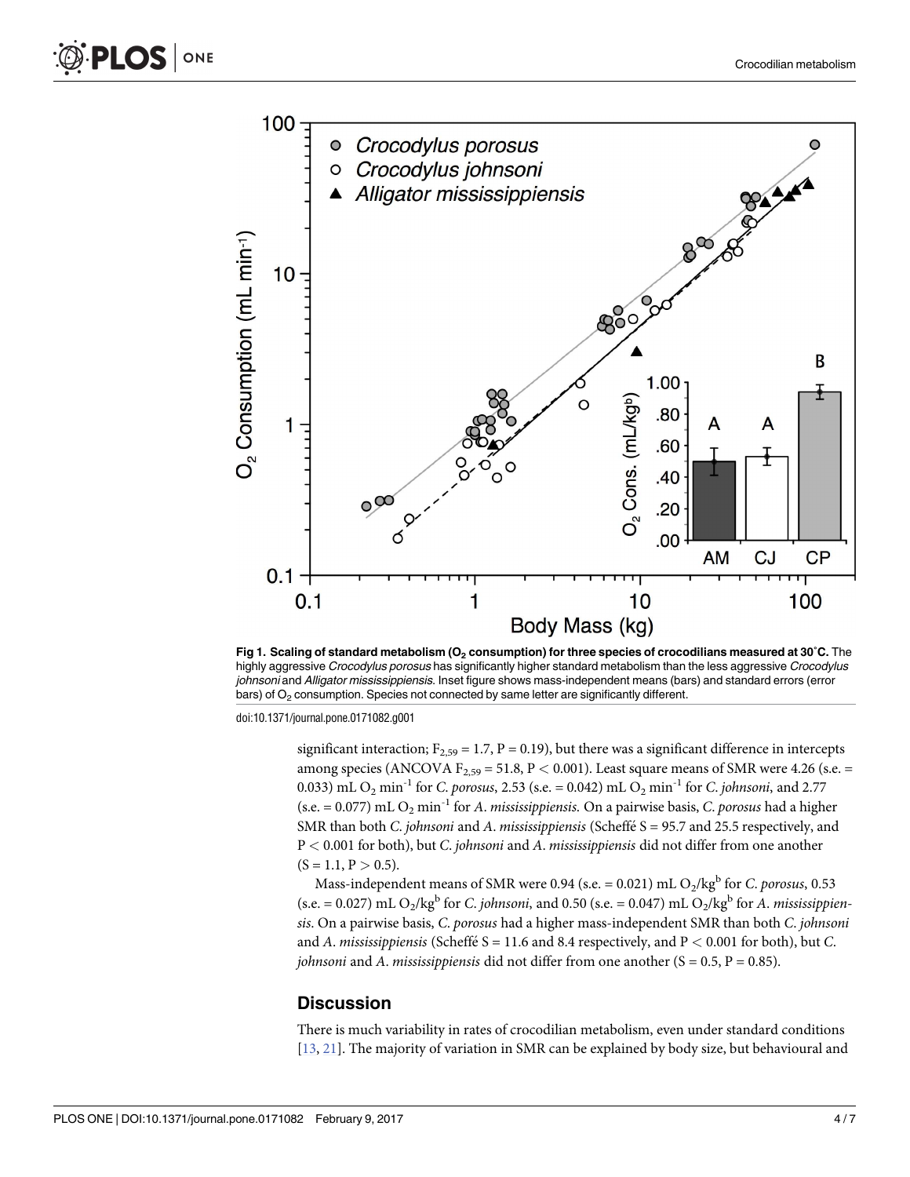**Fig 1. Scaling of standard metabolism ($O_2$ consumption) for three species of crocodilians measured at 30˚C.** The highly aggressive *Crocodylus porosus* has significantly higher standard metabolism than the less aggressive *Crocodylus johnsoni* and *Alligator mississippiensis*. Inset figure shows mass-independent means (bars) and standard errors (error bars) of $O_2$ consumption. Species not connected by same letter are significantly different.

doi:10.1371/journal.pone.0171082.g001

significant interaction; $F_{2,59} = 1.7$, $P = 0.19$), but there was a significant difference in intercepts among species (ANCOVA $F_{2,59} = 51.8$, $P < 0.001$). Least square means of SMR were 4.26 (s.e. = 0.033) mL $O_2$ $min^{-1}$ for *C. porosus*, 2.53 (s.e. = 0.042) mL $O_2$ $min^{-1}$ for *C. johnsoni*, and 2.77 (s.e. = 0.077) mL $O_2$ $min^{-1}$ for *A. mississippiensis*. On a pairwise basis, *C. porosus* had a higher SMR than both *C. johnsoni* and *A. mississippiensis* (Scheffé S = 95.7 and 25.5 respectively, and $P < 0.001$ for both), but *C. johnsoni* and *A. mississippiensis* did not differ from one another ($S = 1.1$, $P > 0.5$).

Mass-independent means of SMR were 0.94 (s.e. = 0.021) mL $O_2/kg^b$ for *C. porosus*, 0.53 (s.e. = 0.027) mL $O_2/kg^b$ for *C. johnsoni*, and 0.50 (s.e. = 0.047) mL $O_2/kg^b$ for *A. mississippiensis*. On a pairwise basis, *C. porosus* had a higher mass-independent SMR than both *C. johnsoni* and *A. mississippiensis* (Scheffé S = 11.6 and 8.4 respectively, and $P < 0.001$ for both), but *C. johnsoni* and *A. mississippiensis* did not differ from one another ($S = 0.5$, $P = 0.85$).

## Discussion

There is much variability in rates of crocodilian metabolism, even under standard conditions [13, 21]. The majority of variation in SMR can be explained by body size, but behavioural and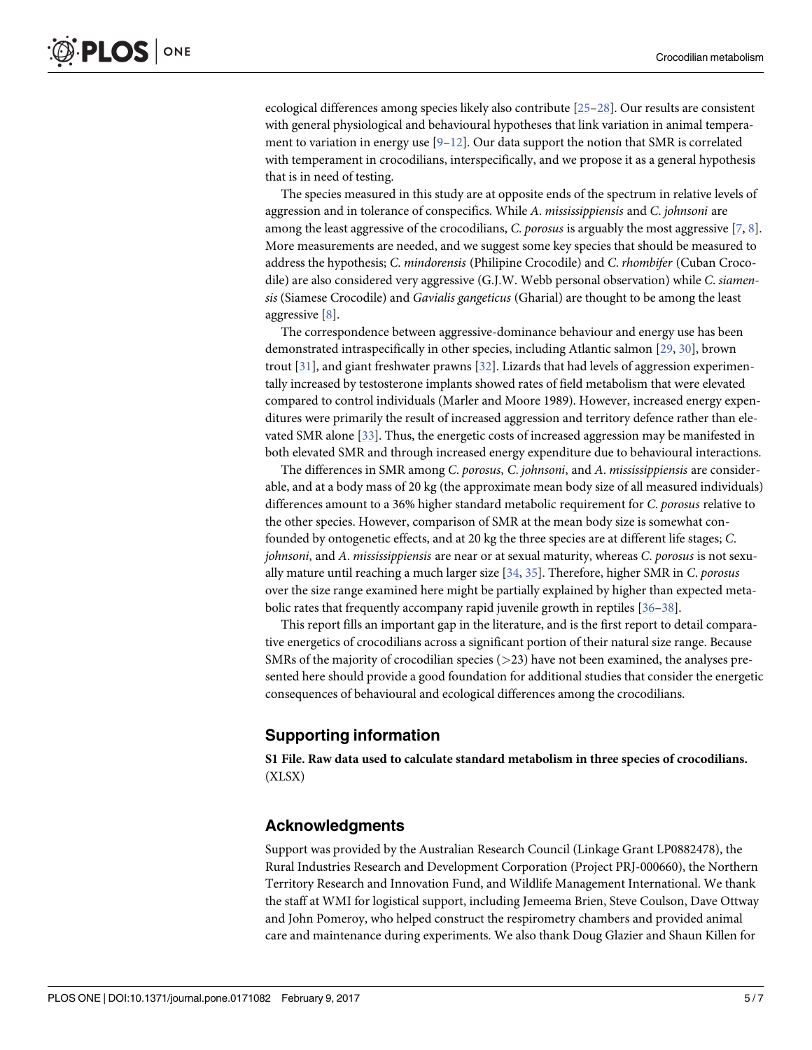ecological differences among species likely also contribute [25–28]. Our results are consistent with general physiological and behavioural hypotheses that link variation in animal temperament to variation in energy use [9–12]. Our data support the notion that SMR is correlated with temperament in crocodilians, interspecifically, and we propose it as a general hypothesis that is in need of testing.

The species measured in this study are at opposite ends of the spectrum in relative levels of aggression and in tolerance of conspecifics. While *A*. *mississippiensis* and *C*. *johnsoni* are among the least aggressive of the crocodilians, *C*. *porosus* is arguably the most aggressive [7, 8]. More measurements are needed, and we suggest some key species that should be measured to address the hypothesis; *C*. *mindorensis* (Philipine Crocodile) and *C*. *rhombifer* (Cuban Crocodile) are also considered very aggressive (G.J.W. Webb personal observation) while *C*. *siamensis* (Siamese Crocodile) and *Gavialis gangeticus* (Gharial) are thought to be among the least aggressive [8].

The correspondence between aggressive-dominance behaviour and energy use has been demonstrated intraspecifically in other species, including Atlantic salmon [29, 30], brown trout [31], and giant freshwater prawns [32]. Lizards that had levels of aggression experimentally increased by testosterone implants showed rates of field metabolism that were elevated compared to control individuals (Marler and Moore 1989). However, increased energy expenditures were primarily the result of increased aggression and territory defence rather than elevated SMR alone [33]. Thus, the energetic costs of increased aggression may be manifested in both elevated SMR and through increased energy expenditure due to behavioural interactions.

The differences in SMR among *C*. *porosus*, *C*. *johnsoni*, and *A*. *mississippiensis* are considerable, and at a body mass of 20 kg (the approximate mean body size of all measured individuals) differences amount to a 36% higher standard metabolic requirement for *C*. *porosus* relative to the other species. However, comparison of SMR at the mean body size is somewhat confounded by ontogenetic effects, and at 20 kg the three species are at different life stages; *C*. *johnsoni*, and *A*. *mississippiensis* are near or at sexual maturity, whereas *C*. *porosus* is not sexually mature until reaching a much larger size [34, 35]. Therefore, higher SMR in *C*. *porosus* over the size range examined here might be partially explained by higher than expected metabolic rates that frequently accompany rapid juvenile growth in reptiles [36–38].

This report fills an important gap in the literature, and is the first report to detail comparative energetics of crocodilians across a significant portion of their natural size range. Because SMRs of the majority of crocodilian species (>23) have not been examined, the analyses presented here should provide a good foundation for additional studies that consider the energetic consequences of behavioural and ecological differences among the crocodilians.

## Supporting information

**S1 File. Raw data used to calculate standard metabolism in three species of crocodilians.** (XLSX)

## Acknowledgments

Support was provided by the Australian Research Council (Linkage Grant LP0882478), the Rural Industries Research and Development Corporation (Project PRJ-000660), the Northern Territory Research and Innovation Fund, and Wildlife Management International. We thank the staff at WMI for logistical support, including Jemeema Brien, Steve Coulson, Dave Ottway and John Pomeroy, who helped construct the respirometry chambers and provided animal care and maintenance during experiments. We also thank Doug Glazier and Shaun Killen for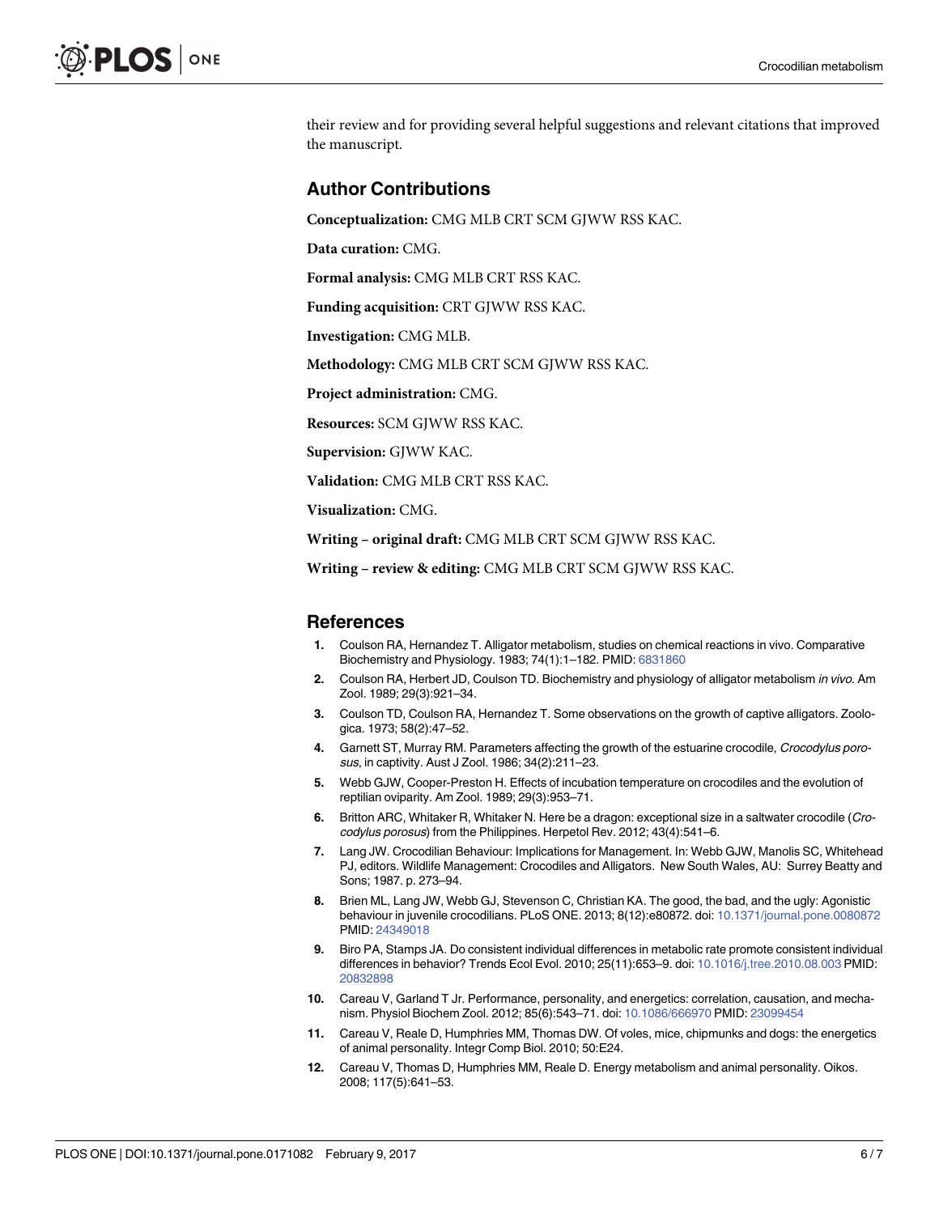their review and for providing several helpful suggestions and relevant citations that improved the manuscript.

## Author Contributions

**Conceptualization:** CMG MLB CRT SCM GJWW RSS KAC.

**Data curation:** CMG.

**Formal analysis:** CMG MLB CRT RSS KAC.

**Funding acquisition:** CRT GJWW RSS KAC.

**Investigation:** CMG MLB.

**Methodology:** CMG MLB CRT SCM GJWW RSS KAC.

**Project administration:** CMG.

**Resources:** SCM GJWW RSS KAC.

**Supervision:** GJWW KAC.

**Validation:** CMG MLB CRT RSS KAC.

**Visualization:** CMG.

**Writing – original draft:** CMG MLB CRT SCM GJWW RSS KAC.

**Writing – review & editing:** CMG MLB CRT SCM GJWW RSS KAC.

## References

1. Coulson RA, Hernandez T. Alligator metabolism, studies on chemical reactions in vivo. Comparative Biochemistry and Physiology. 1983; 74(1):1–182. PMID: 6831860
2. Coulson RA, Herbert JD, Coulson TD. Biochemistry and physiology of alligator metabolism *in vivo*. Am Zool. 1989; 29(3):921–34.
3. Coulson TD, Coulson RA, Hernandez T. Some observations on the growth of captive alligators. Zoologica. 1973; 58(2):47–52.
4. Garnett ST, Murray RM. Parameters affecting the growth of the estuarine crocodile, *Crocodylus porosus*, in captivity. Aust J Zool. 1986; 34(2):211–23.
5. Webb GJW, Cooper-Preston H. Effects of incubation temperature on crocodiles and the evolution of reptilian oviparity. Am Zool. 1989; 29(3):953–71.
6. Britton ARC, Whitaker R, Whitaker N. Here be a dragon: exceptional size in a saltwater crocodile (*Crocodylus porosus*) from the Philippines. Herpetol Rev. 2012; 43(4):541–6.
7. Lang JW. Crocodilian Behaviour: Implications for Management. In: Webb GJW, Manolis SC, Whitehead PJ, editors. Wildlife Management: Crocodiles and Alligators. New South Wales, AU: Surrey Beatty and Sons; 1987. p. 273–94.
8. Brien ML, Lang JW, Webb GJ, Stevenson C, Christian KA. The good, the bad, and the ugly: Agonistic behaviour in juvenile crocodilians. PLoS ONE. 2013; 8(12):e80872. doi: 10.1371/journal.pone.0080872 PMID: 24349018
9. Biro PA, Stamps JA. Do consistent individual differences in metabolic rate promote consistent individual differences in behavior? Trends Ecol Evol. 2010; 25(11):653–9. doi: 10.1016/j.tree.2010.08.003 PMID: 20832898
10. Careau V, Garland T Jr. Performance, personality, and energetics: correlation, causation, and mechanism. Physiol Biochem Zool. 2012; 85(6):543–71. doi: 10.1086/666970 PMID: 23099454
11. Careau V, Reale D, Humphries MM, Thomas DW. Of voles, mice, chipmunks and dogs: the energetics of animal personality. Integr Comp Biol. 2010; 50:E24.
12. Careau V, Thomas D, Humphries MM, Reale D. Energy metabolism and animal personality. Oikos. 2008; 117(5):641–53.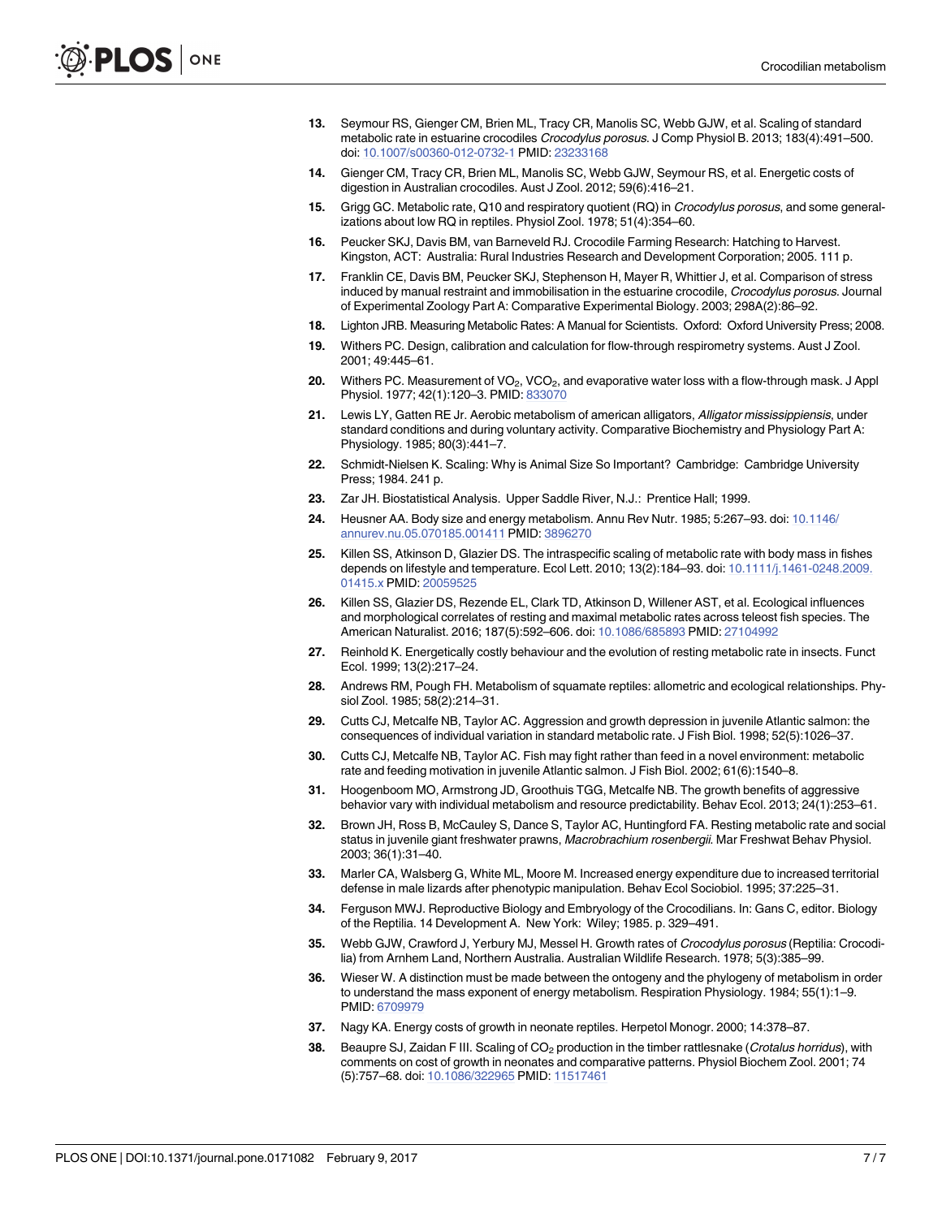13. Seymour RS, Gienger CM, Brien ML, Tracy CR, Manolis SC, Webb GJW, et al. Scaling of standard metabolic rate in estuarine crocodiles *Crocodylus porosus*. J Comp Physiol B. 2013; 183(4):491–500. doi: 10.1007/s00360-012-0732-1 PMID: 23233168

14. Gienger CM, Tracy CR, Brien ML, Manolis SC, Webb GJW, Seymour RS, et al. Energetic costs of digestion in Australian crocodiles. Aust J Zool. 2012; 59(6):416–21.

15. Grigg GC. Metabolic rate, Q10 and respiratory quotient (RQ) in *Crocodylus porosus*, and some generalizations about low RQ in reptiles. Physiol Zool. 1978; 51(4):354–60.

16. Peucker SKJ, Davis BM, van Barneveld RJ. Crocodile Farming Research: Hatching to Harvest. Kingston, ACT: Australia: Rural Industries Research and Development Corporation; 2005. 111 p.

17. Franklin CE, Davis BM, Peucker SKJ, Stephenson H, Mayer R, Whittier J, et al. Comparison of stress induced by manual restraint and immobilisation in the estuarine crocodile, *Crocodylus porosus*. Journal of Experimental Zoology Part A: Comparative Experimental Biology. 2003; 298A(2):86–92.

18. Lighton JRB. Measuring Metabolic Rates: A Manual for Scientists. Oxford: Oxford University Press; 2008.

19. Withers PC. Design, calibration and calculation for flow-through respirometry systems. Aust J Zool. 2001; 49:445–61.

20. Withers PC. Measurement of $VO_2$, $VCO_2$, and evaporative water loss with a flow-through mask. J Appl Physiol. 1977; 42(1):120–3. PMID: 833070

21. Lewis LY, Gatten RE Jr. Aerobic metabolism of american alligators, *Alligator mississippiensis*, under standard conditions and during voluntary activity. Comparative Biochemistry and Physiology Part A: Physiology. 1985; 80(3):441–7.

22. Schmidt-Nielsen K. Scaling: Why is Animal Size So Important? Cambridge: Cambridge University Press; 1984. 241 p.

23. Zar JH. Biostatistical Analysis. Upper Saddle River, N.J.: Prentice Hall; 1999.

24. Heusner AA. Body size and energy metabolism. Annu Rev Nutr. 1985; 5:267–93. doi: 10.1146/annurev.nu.05.070185.001411 PMID: 3896270

25. Killen SS, Atkinson D, Glazier DS. The intraspecific scaling of metabolic rate with body mass in fishes depends on lifestyle and temperature. Ecol Lett. 2010; 13(2):184–93. doi: 10.1111/j.1461-0248.2009.01415.x PMID: 20059525

26. Killen SS, Glazier DS, Rezende EL, Clark TD, Atkinson D, Willener AST, et al. Ecological influences and morphological correlates of resting and maximal metabolic rates across teleost fish species. The American Naturalist. 2016; 187(5):592–606. doi: 10.1086/685893 PMID: 27104992

27. Reinhold K. Energetically costly behaviour and the evolution of resting metabolic rate in insects. Funct Ecol. 1999; 13(2):217–24.

28. Andrews RM, Pough FH. Metabolism of squamate reptiles: allometric and ecological relationships. Physiol Zool. 1985; 58(2):214–31.

29. Cutts CJ, Metcalfe NB, Taylor AC. Aggression and growth depression in juvenile Atlantic salmon: the consequences of individual variation in standard metabolic rate. J Fish Biol. 1998; 52(5):1026–37.

30. Cutts CJ, Metcalfe NB, Taylor AC. Fish may fight rather than feed in a novel environment: metabolic rate and feeding motivation in juvenile Atlantic salmon. J Fish Biol. 2002; 61(6):1540–8.

31. Hoogenboom MO, Armstrong JD, Groothuis TGG, Metcalfe NB. The growth benefits of aggressive behavior vary with individual metabolism and resource predictability. Behav Ecol. 2013; 24(1):253–61.

32. Brown JH, Ross B, McCauley S, Dance S, Taylor AC, Huntingford FA. Resting metabolic rate and social status in juvenile giant freshwater prawns, *Macrobrachium rosenbergii*. Mar Freshwat Behav Physiol. 2003; 36(1):31–40.

33. Marler CA, Walsberg G, White ML, Moore M. Increased energy expenditure due to increased territorial defense in male lizards after phenotypic manipulation. Behav Ecol Sociobiol. 1995; 37:225–31.

34. Ferguson MWJ. Reproductive Biology and Embryology of the Crocodilians. In: Gans C, editor. Biology of the Reptilia. 14 Development A. New York: Wiley; 1985. p. 329–491.

35. Webb GJW, Crawford J, Yerbury MJ, Messel H. Growth rates of *Crocodylus porosus* (Reptilia: Crocodilia) from Arnhem Land, Northern Australia. Australian Wildlife Research. 1978; 5(3):385–99.

36. Wieser W. A distinction must be made between the ontogeny and the phylogeny of metabolism in order to understand the mass exponent of energy metabolism. Respiration Physiology. 1984; 55(1):1–9. PMID: 6709979

37. Nagy KA. Energy costs of growth in neonate reptiles. Herpetol Monogr. 2000; 14:378–87.

38. Beaupre SJ, Zaidan F III. Scaling of $CO_2$ production in the timber rattlesnake (*Crotalus horridus*), with comments on cost of growth in neonates and comparative patterns. Physiol Biochem Zool. 2001; 74(5):757–68. doi: 10.1086/322965 PMID: 11517461